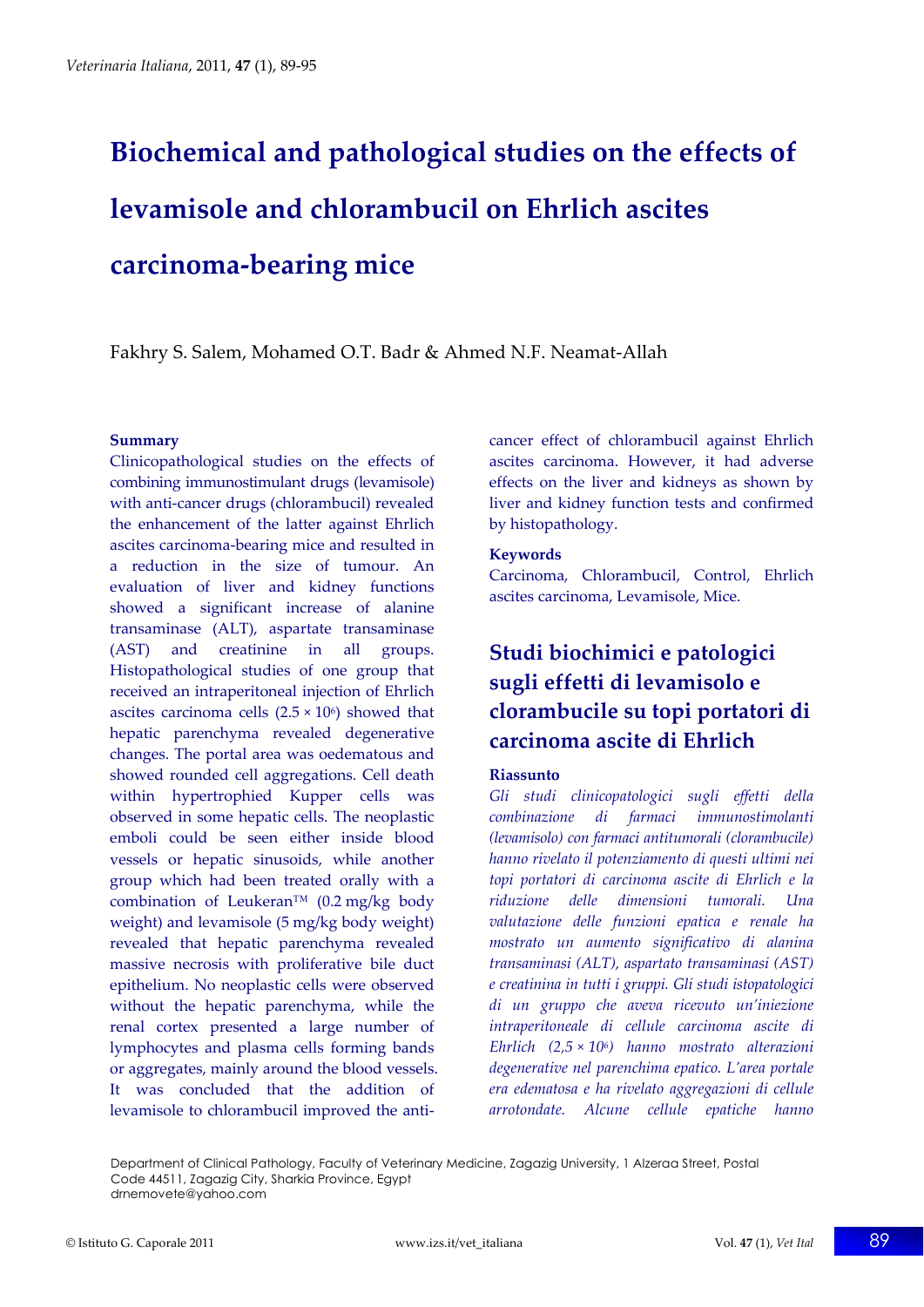# Biochemical and pathological studies on the effects of levamisole and chlorambucil on Ehrlich ascites carcinoma-bearing mice

Fakhry S. Salem, Mohamed O.T. Badr & Ahmed N.F. Neamat-Allah

### Summary

Clinicopathological studies on the effects of combining immunostimulant drugs (levamisole) with anti-cancer drugs (chlorambucil) revealed the enhancement of the latter against Ehrlich ascites carcinoma-bearing mice and resulted in a reduction in the size of tumour. An evaluation of liver and kidney functions showed a significant increase of alanine transaminase (ALT), aspartate transaminase (AST) and creatinine in all groups. Histopathological studies of one group that received an intraperitoneal injection of Ehrlich ascites carcinoma cells ($2.5 \times 10^6$) showed that hepatic parenchyma revealed degenerative changes. The portal area was oedematous and showed rounded cell aggregations. Cell death within hypertrophied Kupper cells was observed in some hepatic cells. The neoplastic emboli could be seen either inside blood vessels or hepatic sinusoids, while another group which had been treated orally with a combination of Leukeran™ (0.2 mg/kg body weight) and levamisole (5 mg/kg body weight) revealed that hepatic parenchyma revealed massive necrosis with proliferative bile duct epithelium. No neoplastic cells were observed without the hepatic parenchyma, while the renal cortex presented a large number of lymphocytes and plasma cells forming bands or aggregates, mainly around the blood vessels. It was concluded that the addition of levamisole to chlorambucil improved the anti-cancer effect of chlorambucil against Ehrlich ascites carcinoma. However, it had adverse effects on the liver and kidneys as shown by liver and kidney function tests and confirmed by histopathology.

### Keywords

Carcinoma, Chlorambucil, Control, Ehrlich ascites carcinoma, Levamisole, Mice.

## Studi biochimici e patologici sugli effetti di levamisolo e clorambucile su topi portatori di carcinoma ascite di Ehrlich

### Riassunto

*Gli studi clinicopatologici sugli effetti della combinazione di farmaci immunostimolanti (levamisolo) con farmaci antitumorali (clorambucile) hanno rivelato il potenziamento di questi ultimi nei topi portatori di carcinoma ascite di Ehrlich e la riduzione delle dimensioni tumorali. Una valutazione delle funzioni epatica e renale ha mostrato un aumento significativo di alanina transaminasi (ALT), aspartato transaminasi (AST) e creatinina in tutti i gruppi. Gli studi istopatologici di un gruppo che aveva ricevuto un'iniezione intraperitoneale di cellule carcinoma ascite di Ehrlich ($2,5 \times 10^6$) hanno mostrato alterazioni degenerative nel parenchima epatico. L'area portale era edematosa e ha rivelato aggregazioni di cellule arrotondate. Alcune cellule epatiche hanno*

Department of Clinical Pathology, Faculty of Veterinary Medicine, Zagazig University, 1 Alzeraa Street, Postal Code 44511, Zagazig City, Sharkia Province, Egypt
drnemovete@yahoo.com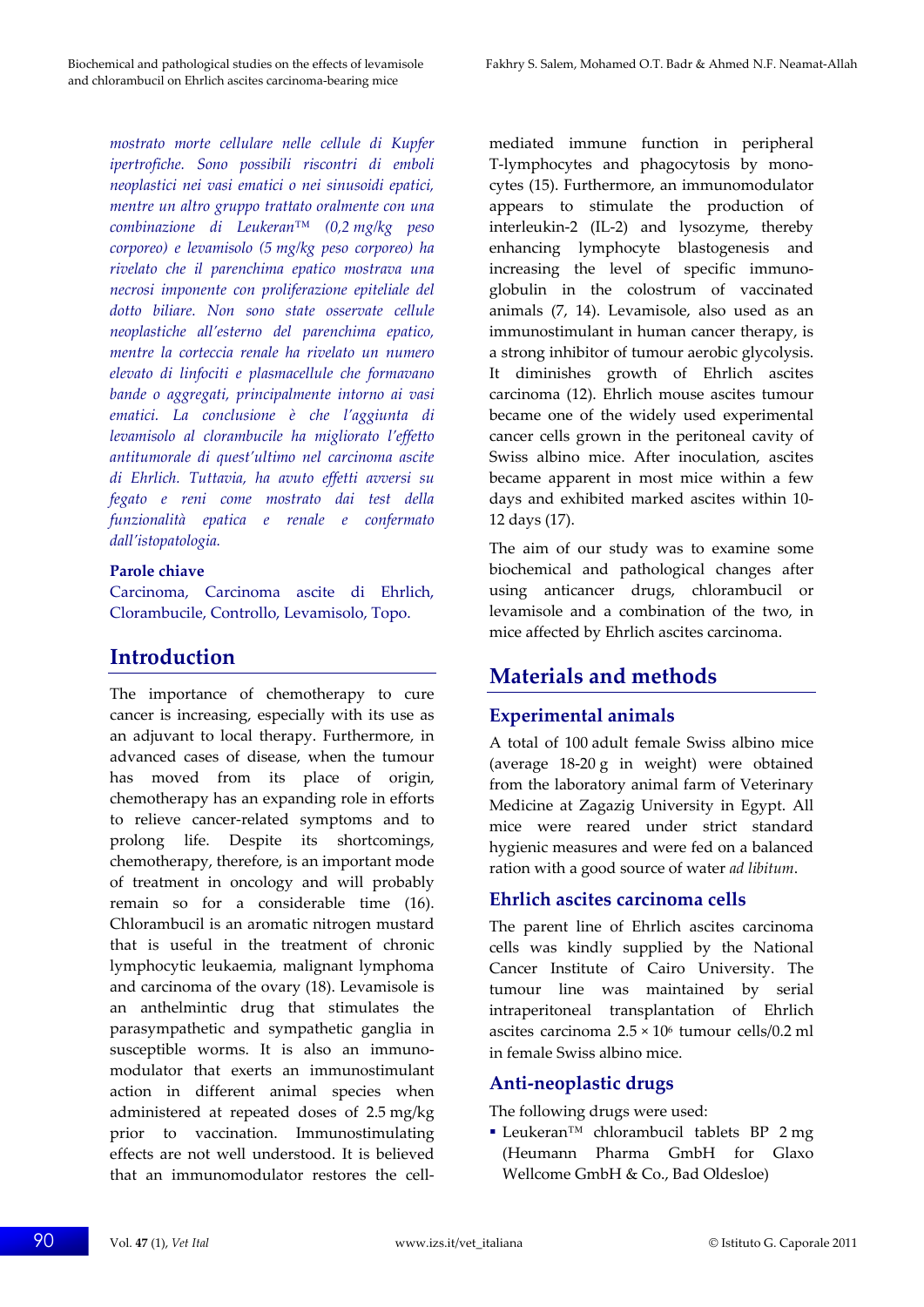*mostrato morte cellulare nelle cellule di Kupfer ipertrofiche. Sono possibili riscontri di emboli neoplastici nei vasi ematici o nei sinusoidi epatici, mentre un altro gruppo trattato oralmente con una combinazione di Leukeran™ (0,2 mg/kg peso corporeo) e levamisolo (5 mg/kg peso corporeo) ha rivelato che il parenchima epatico mostrava una necrosi imponente con proliferazione epiteliale del dotto biliare. Non sono state osservate cellule neoplastiche all'esterno del parenchima epatico, mentre la corteccia renale ha rivelato un numero elevato di linfociti e plasmacellule che formavano bande o aggregati, principalmente intorno ai vasi ematici. La conclusione è che l'aggiunta di levamisolo al clorambucile ha migliorato l'effetto antitumorale di quest'ultimo nel carcinoma ascite di Ehrlich. Tuttavia, ha avuto effetti avversi su fegato e reni come mostrato dai test della funzionalità epatica e renale e confermato dall'istopatologia.*

**Parole chiave**

Carcinoma, Carcinoma ascite di Ehrlich, Clorambucile, Controllo, Levamisolo, Topo.

## Introduction

The importance of chemotherapy to cure cancer is increasing, especially with its use as an adjuvant to local therapy. Furthermore, in advanced cases of disease, when the tumour has moved from its place of origin, chemotherapy has an expanding role in efforts to relieve cancer-related symptoms and to prolong life. Despite its shortcomings, chemotherapy, therefore, is an important mode of treatment in oncology and will probably remain so for a considerable time (16). Chlorambucil is an aromatic nitrogen mustard that is useful in the treatment of chronic lymphocytic leukaemia, malignant lymphoma and carcinoma of the ovary (18). Levamisole is an anthelmintic drug that stimulates the parasympathetic and sympathetic ganglia in susceptible worms. It is also an immunomodulator that exerts an immunostimulant action in different animal species when administered at repeated doses of 2.5 mg/kg prior to vaccination. Immunostimulating effects are not well understood. It is believed that an immunomodulator restores the cell-mediated immune function in peripheral T-lymphocytes and phagocytosis by monocytes (15). Furthermore, an immunomodulator appears to stimulate the production of interleukin-2 (IL-2) and lysozyme, thereby enhancing lymphocyte blastogenesis and increasing the level of specific immunoglobulin in the colostrum of vaccinated animals (7, 14). Levamisole, also used as an immunostimulant in human cancer therapy, is a strong inhibitor of tumour aerobic glycolysis. It diminishes growth of Ehrlich ascites carcinoma (12). Ehrlich mouse ascites tumour became one of the widely used experimental cancer cells grown in the peritoneal cavity of Swiss albino mice. After inoculation, ascites became apparent in most mice within a few days and exhibited marked ascites within 10-12 days (17).

The aim of our study was to examine some biochemical and pathological changes after using anticancer drugs, chlorambucil or levamisole and a combination of the two, in mice affected by Ehrlich ascites carcinoma.

## Materials and methods

### Experimental animals

A total of 100 adult female Swiss albino mice (average 18-20 g in weight) were obtained from the laboratory animal farm of Veterinary Medicine at Zagazig University in Egypt. All mice were reared under strict standard hygienic measures and were fed on a balanced ration with a good source of water *ad libitum*.

### Ehrlich ascites carcinoma cells

The parent line of Ehrlich ascites carcinoma cells was kindly supplied by the National Cancer Institute of Cairo University. The tumour line was maintained by serial intraperitoneal transplantation of Ehrlich ascites carcinoma $2.5 \times 10^6$ tumour cells/0.2 ml in female Swiss albino mice.

### Anti-neoplastic drugs

The following drugs were used:

- Leukeran™ chlorambucil tablets BP 2 mg (Heumann Pharma GmbH for Glaxo Wellcome GmbH & Co., Bad Oldesloe)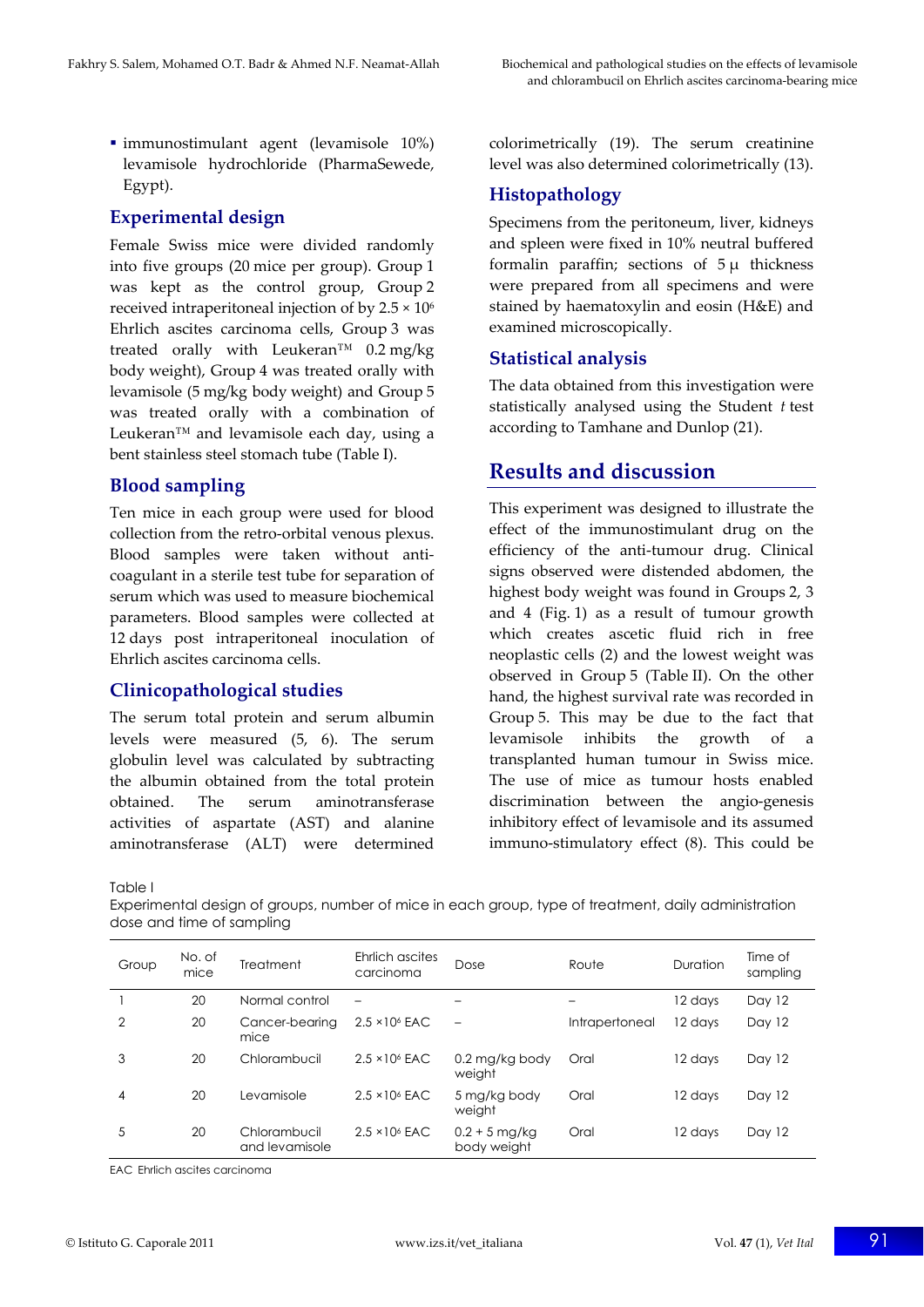- immunostimulant agent (levamisole 10%) levamisole hydrochloride (PharmaSewede, Egypt).

## Experimental design

Female Swiss mice were divided randomly into five groups (20 mice per group). Group 1 was kept as the control group, Group 2 received intraperitoneal injection of by $2.5 \times 10^6$ Ehrlich ascites carcinoma cells, Group 3 was treated orally with Leukeran™ 0.2 mg/kg body weight), Group 4 was treated orally with levamisole (5 mg/kg body weight) and Group 5 was treated orally with a combination of Leukeran™ and levamisole each day, using a bent stainless steel stomach tube (Table I).

## Blood sampling

Ten mice in each group were used for blood collection from the retro-orbital venous plexus. Blood samples were taken without anti-coagulant in a sterile test tube for separation of serum which was used to measure biochemical parameters. Blood samples were collected at 12 days post intraperitoneal inoculation of Ehrlich ascites carcinoma cells.

## Clinicopathological studies

The serum total protein and serum albumin levels were measured (5, 6). The serum globulin level was calculated by subtracting the albumin obtained from the total protein obtained. The serum aminotransferase activities of aspartate (AST) and alanine aminotransferase (ALT) were determined colorimetrically (19). The serum creatinine level was also determined colorimetrically (13).

## Histopathology

Specimens from the peritoneum, liver, kidneys and spleen were fixed in 10% neutral buffered formalin paraffin; sections of 5 µ thickness were prepared from all specimens and were stained by haematoxylin and eosin (H&E) and examined microscopically.

## Statistical analysis

The data obtained from this investigation were statistically analysed using the Student *t* test according to Tamhane and Dunlop (21).

# Results and discussion

This experiment was designed to illustrate the effect of the immunostimulant drug on the efficiency of the anti-tumour drug. Clinical signs observed were distended abdomen, the highest body weight was found in Groups 2, 3 and 4 (Fig. 1) as a result of tumour growth which creates ascetic fluid rich in free neoplastic cells (2) and the lowest weight was observed in Group 5 (Table II). On the other hand, the highest survival rate was recorded in Group 5. This may be due to the fact that levamisole inhibits the growth of a transplanted human tumour in Swiss mice. The use of mice as tumour hosts enabled discrimination between the angio-genesis inhibitory effect of levamisole and its assumed immuno-stimulatory effect (8). This could be

Table I
Experimental design of groups, number of mice in each group, type of treatment, daily administration dose and time of sampling

| Group | No. of mice | Treatment | Ehrlich ascites carcinoma | Dose | Route | Duration | Time of sampling |
|---|---|---|---|---|---|---|---|
| 1 | 20 | Normal control | – | – | – | 12 days | Day 12 |
| 2 | 20 | Cancer-bearing mice | $2.5 \times 10^6$ EAC | – | Intrapertoneal | 12 days | Day 12 |
| 3 | 20 | Chlorambucil | $2.5 \times 10^6$ EAC | 0.2 mg/kg body weight | Oral | 12 days | Day 12 |
| 4 | 20 | Levamisole | $2.5 \times 10^6$ EAC | 5 mg/kg body weight | Oral | 12 days | Day 12 |
| 5 | 20 | Chlorambucil and levamisole | $2.5 \times 10^6$ EAC | 0.2 + 5 mg/kg body weight | Oral | 12 days | Day 12 |

EAC Ehrlich ascites carcinoma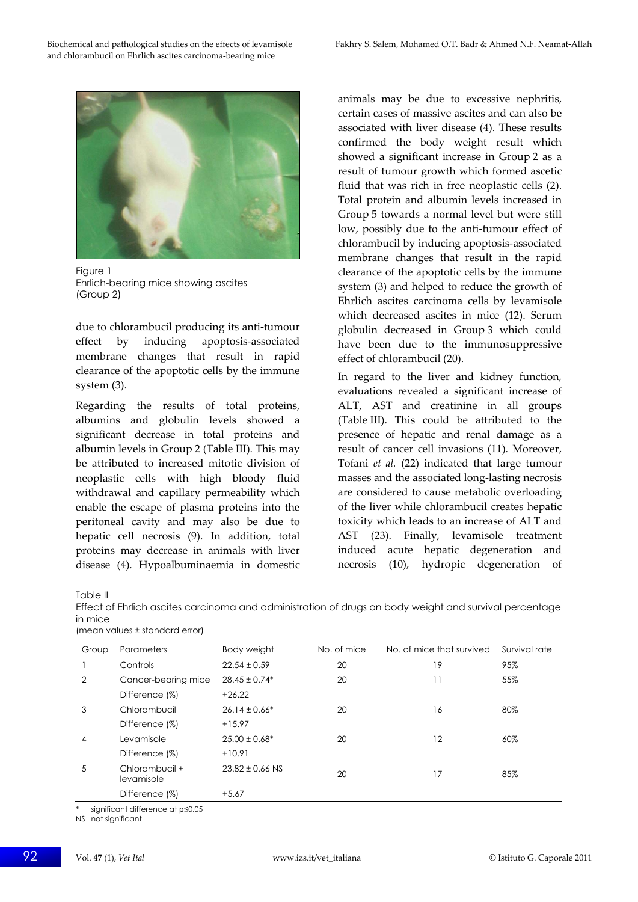Figure 1
Ehrlich-bearing mice showing ascites (Group 2)

due to chlorambucil producing its anti-tumour effect by inducing apoptosis-associated membrane changes that result in rapid clearance of the apoptotic cells by the immune system (3).

Regarding the results of total proteins, albumins and globulin levels showed a significant decrease in total proteins and albumin levels in Group 2 (Table III). This may be attributed to increased mitotic division of neoplastic cells with high bloody fluid withdrawal and capillary permeability which enable the escape of plasma proteins into the peritoneal cavity and may also be due to hepatic cell necrosis (9). In addition, total proteins may decrease in animals with liver disease (4). Hypoalbuminaemia in domestic animals may be due to excessive nephritis, certain cases of massive ascites and can also be associated with liver disease (4). These results confirmed the body weight result which showed a significant increase in Group 2 as a result of tumour growth which formed ascetic fluid that was rich in free neoplastic cells (2). Total protein and albumin levels increased in Group 5 towards a normal level but were still low, possibly due to the anti-tumour effect of chlorambucil by inducing apoptosis-associated membrane changes that result in the rapid clearance of the apoptotic cells by the immune system (3) and helped to reduce the growth of Ehrlich ascites carcinoma cells by levamisole which decreased ascites in mice (12). Serum globulin decreased in Group 3 which could have been due to the immunosuppressive effect of chlorambucil (20).

In regard to the liver and kidney function, evaluations revealed a significant increase of ALT, AST and creatinine in all groups (Table III). This could be attributed to the presence of hepatic and renal damage as a result of cancer cell invasions (11). Moreover, Tofani *et al.* (22) indicated that large tumour masses and the associated long-lasting necrosis are considered to cause metabolic overloading of the liver while chlorambucil creates hepatic toxicity which leads to an increase of ALT and AST (23). Finally, levamisole treatment induced acute hepatic degeneration and necrosis (10), hydropic degeneration of

Table II
Effect of Ehrlich ascites carcinoma and administration of drugs on body weight and survival percentage in mice
(mean values ± standard error)

| Group | Parameters | Body weight | No. of mice | No. of mice that survived | Survival rate |
|---|---|---|---|---|---|
| 1 | Controls | 22.54 ± 0.59 | 20 | 19 | 95% |
| 2 | Cancer-bearing mice | 28.45 ± 0.74* | 20 | 11 | 55% |
| | Difference (%) | +26.22 | | | |
| 3 | Chlorambucil | 26.14 ± 0.66* | 20 | 16 | 80% |
| | Difference (%) | +15.97 | | | |
| 4 | Levamisole | 25.00 ± 0.68* | 20 | 12 | 60% |
| | Difference (%) | +10.91 | | | |
| 5 | Chlorambucil + levamisole | 23.82 ± 0.66 NS | 20 | 17 | 85% |
| | Difference (%) | +5.67 | | | |

\* significant difference at p≤0.05
NS not significant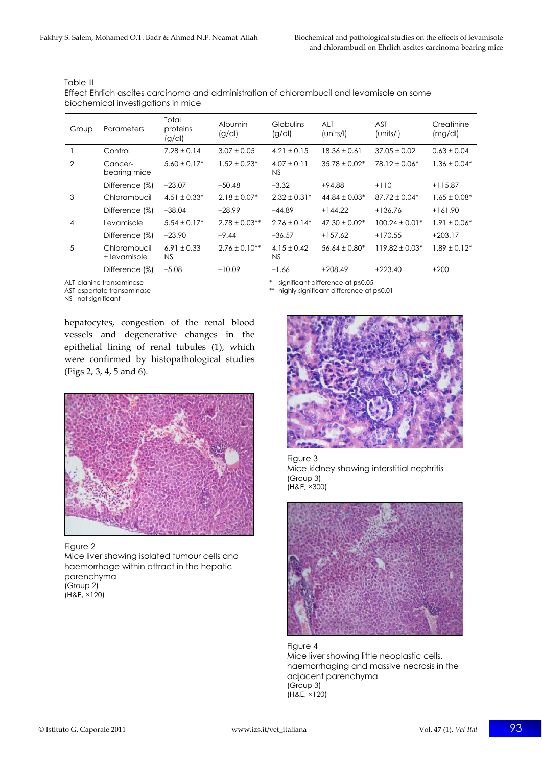Table III
Effect Ehrlich ascites carcinoma and administration of chlorambucil and levamisole on some biochemical investigations in mice

| Group | Parameters | Total proteins (g/dl) | Albumin (g/dl) | Globulins (g/dl) | ALT (units/l) | AST (units/l) | Creatinine (mg/dl) |
|---|---|---|---|---|---|---|---|
| 1 | Control | 7.28 ± 0.14 | 3.07 ± 0.05 | 4.21 ± 0.15 | 18.36 ± 0.61 | 37.05 ± 0.02 | 0.63 ± 0.04 |
| 2 | Cancer-bearing mice | 5.60 ± 0.17* | 1.52 ± 0.23* | 4.07 ± 0.11 NS | 35.78 ± 0.02* | 78.12 ± 0.06* | 1.36 ± 0.04* |
| | Difference (%) | −23.07 | −50.48 | −3.32 | +94.88 | +110 | +115.87 |
| 3 | Chlorambucil | 4.51 ± 0.33* | 2.18 ± 0.07* | 2.32 ± 0.31* | 44.84 ± 0.03* | 87.72 ± 0.04* | 1.65 ± 0.08* |
| | Difference (%) | −38.04 | −28.99 | −44.89 | +144.22 | +136.76 | +161.90 |
| 4 | Levamisole | 5.54 ± 0.17* | 2.78 ± 0.03** | 2.76 ± 0.14* | 47.30 ± 0.02* | 100.24 ± 0.01* | 1.91 ± 0.06* |
| | Difference (%) | −23.90 | −9.44 | −36.57 | +157.62 | +170.55 | +203.17 |
| 5 | Chlorambucil + levamisole | 6.91 ± 0.33 NS | 2.76 ± 0.10** | 4.15 ± 0.42 NS | 56.64 ± 0.80* | 119.82 ± 0.03* | 1.89 ± 0.12* |
| | Difference (%) | −5.08 | −10.09 | −1.66 | +208.49 | +223.40 | +200 |

ALT alanine transaminase
AST aspartate transaminase
NS not significant
\* significant difference at p≤0.05
\** highly significant difference at p≤0.01

hepatocytes, congestion of the renal blood vessels and degenerative changes in the epithelial lining of renal tubules (1), which were confirmed by histopathological studies (Figs 2, 3, 4, 5 and 6).

Figure 2
Mice liver showing isolated tumour cells and haemorrhage within attract in the hepatic parenchyma
(Group 2)
(H&E, ×120)

Figure 3
Mice kidney showing interstitial nephritis
(Group 3)
(H&E, ×300)

Figure 4
Mice liver showing little neoplastic cells, haemorrhaging and massive necrosis in the adjacent parenchyma
(Group 3)
(H&E, ×120)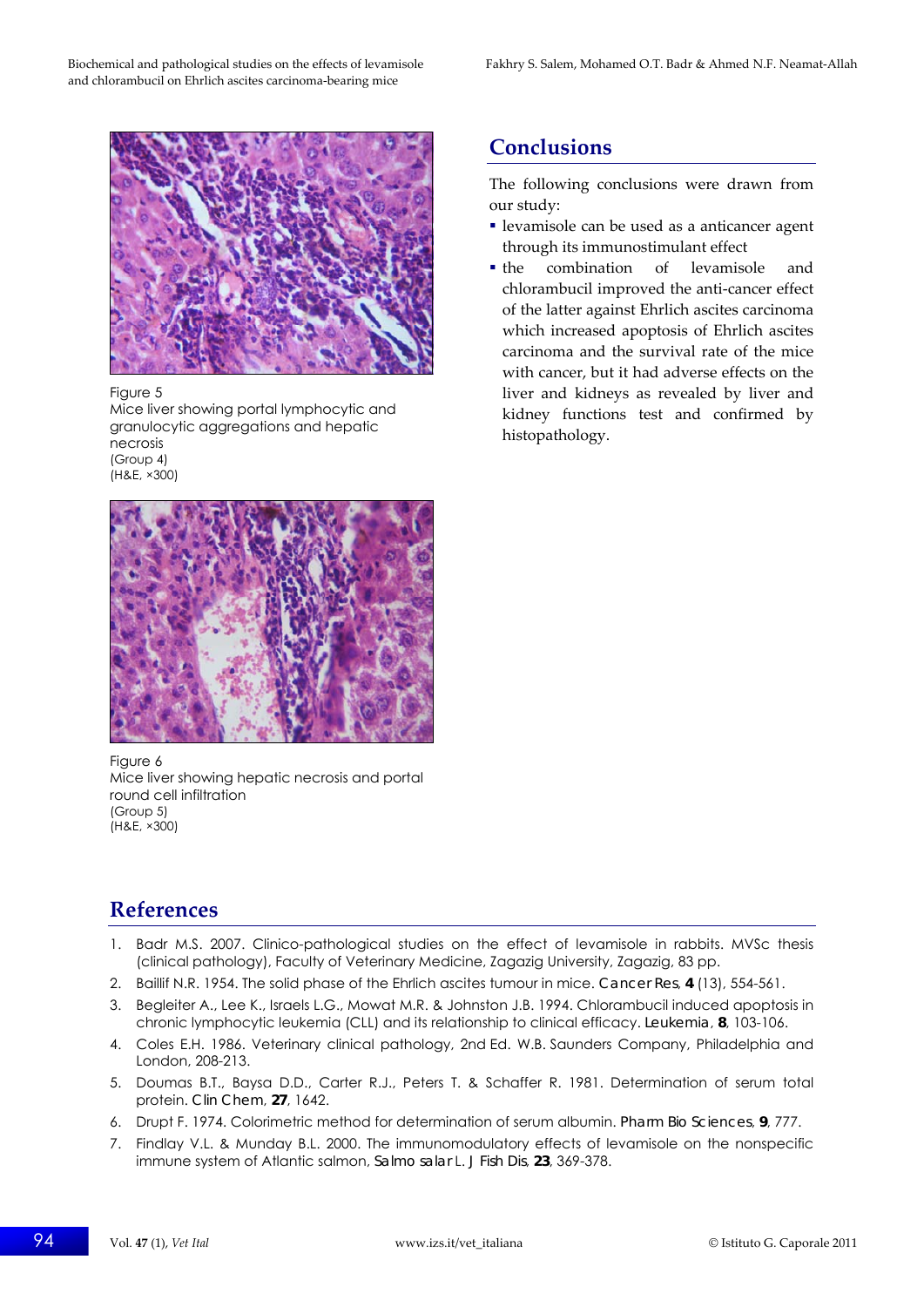Figure 5
Mice liver showing portal lymphocytic and granulocytic aggregations and hepatic necrosis
(Group 4)
(H&E, ×300)

Figure 6
Mice liver showing hepatic necrosis and portal round cell infiltration
(Group 5)
(H&E, ×300)

## Conclusions

The following conclusions were drawn from our study:

- levamisole can be used as a anticancer agent through its immunostimulant effect
- the combination of levamisole and chlorambucil improved the anti-cancer effect of the latter against Ehrlich ascites carcinoma which increased apoptosis of Ehrlich ascites carcinoma and the survival rate of the mice with cancer, but it had adverse effects on the liver and kidneys as revealed by liver and kidney functions test and confirmed by histopathology.

## References

1. Badr M.S. 2007. Clinico-pathological studies on the effect of levamisole in rabbits. MVSc thesis (clinical pathology), Faculty of Veterinary Medicine, Zagazig University, Zagazig, 83 pp.
2. Baillif N.R. 1954. The solid phase of the Ehrlich ascites tumour in mice. *Cancer Res*, **4** (13), 554-561.
3. Begleiter A., Lee K., Israels L.G., Mowat M.R. & Johnston J.B. 1994. Chlorambucil induced apoptosis in chronic lymphocytic leukemia (CLL) and its relationship to clinical efficacy. *Leukemia*, **8**, 103-106.
4. Coles E.H. 1986. Veterinary clinical pathology, 2nd Ed. W.B. Saunders Company, Philadelphia and London, 208-213.
5. Doumas B.T., Baysa D.D., Carter R.J., Peters T. & Schaffer R. 1981. Determination of serum total protein. *Clin Chem*, **27**, 1642.
6. Drupt F. 1974. Colorimetric method for determination of serum albumin. *Pharm Bio Sciences*, **9**, 777.
7. Findlay V.L. & Munday B.L. 2000. The immunomodulatory effects of levamisole on the nonspecific immune system of Atlantic salmon, *Salmo salar* L. *J Fish Dis*, **23**, 369-378.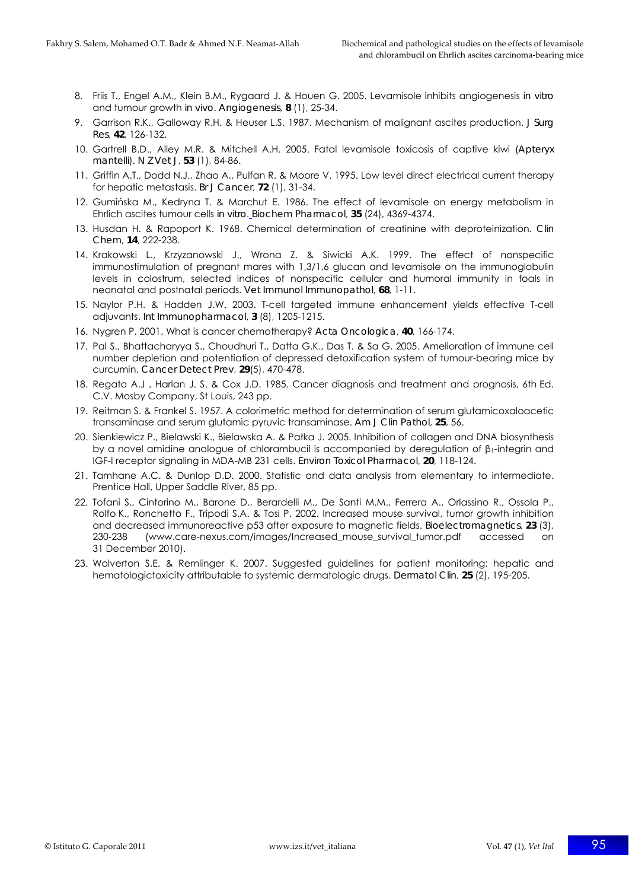8. Friis T., Engel A.M., Klein B.M., Rygaard J. & Houen G. 2005. Levamisole inhibits angiogenesis *in vitro* and tumour growth *in vivo*. *Angiogenesis*, **8** (1), 25-34.
9. Garrison R.K., Galloway R.H. & Heuser L.S. 1987. Mechanism of malignant ascites production. *J Surg Res*, **42**, 126-132.
10. Gartrell B.D., Alley M.R. & Mitchell A.H. 2005. Fatal levamisole toxicosis of captive kiwi (*Apteryx mantelli*). *N Z Vet J*, **53** (1), 84-86.
11. Griffin A.T., Dodd N.J., Zhao A., Pulfan R. & Moore V. 1995. Low level direct electrical current therapy for hepatic metastasis. *Br J Cancer*, **72** (1), 31-34.
12. Gumińska M., Kedryna T. & Marchut E. 1986. The effect of levamisole on energy metabolism in Ehrlich ascites tumour cells *in vitro*. *Biochem Pharmacol*, **35** (24), 4369-4374.
13. Husdan H. & Rapoport K. 1968. Chemical determination of creatinine with deproteinization. *Clin Chem*, **14**, 222-238.
14. Krakowski L., Krzyzanowski J., Wrona Z. & Siwicki A.K. 1999. The effect of nonspecific immunostimulation of pregnant mares with 1,3/1,6 glucan and levamisole on the immunoglobulin levels in colostrum, selected indices of nonspecific cellular and humoral immunity in foals in neonatal and postnatal periods. *Vet Immunol Immunopathol*, **68**, 1-11.
15. Naylor P.H. & Hadden J.W. 2003. T-cell targeted immune enhancement yields effective T-cell adjuvants. *Int Immunopharmacol*, **3** (8), 1205-1215.
16. Nygren P. 2001. What is cancer chemotherapy? *Acta Oncologica*, **40**, 166-174.
17. Pal S., Bhattacharyya S., Choudhuri T., Datta G.K., Das T. & Sa G. 2005. Amelioration of immune cell number depletion and potentiation of depressed detoxification system of tumour-bearing mice by curcumin. *Cancer Detect Prev*, **29**(5), 470-478.
18. Regato A.J , Harlan J. S. & Cox J.D. 1985. Cancer diagnosis and treatment and prognosis, 6th Ed. C.V. Mosby Company, St Louis, 243 pp.
19. Reitman S. & Frankel S. 1957. A colorimetric method for determination of serum glutamicoxaloacetic transaminase and serum glutamic pyruvic transaminase. *Am J Clin Pathol*, **25**, 56.
20. Sienkiewicz P., Bielawski K., Bielawska A. & Pałka J. 2005. Inhibition of collagen and DNA biosynthesis by a novel amidine analogue of chlorambucil is accompanied by deregulation of $\beta_1$-integrin and IGF-I receptor signaling in MDA-MB 231 cells. *Environ Toxicol Pharmacol*, **20**, 118-124.
21. Tamhane A.C. & Dunlop D.D. 2000. Statistic and data analysis from elementary to intermediate. Prentice Hall, Upper Saddle River, 85 pp.
22. Tofani S., Cintorino M., Barone D., Berardelli M., De Santi M.M., Ferrera A., Orlassino R., Ossola P., Rolfo K., Ronchetto F., Tripodi S.A. & Tosi P. 2002. Increased mouse survival, tumor growth inhibition and decreased immunoreactive p53 after exposure to magnetic fields. *Bioelectromagnetics*, **23** (3), 230-238 (www.care-nexus.com/images/Increased_mouse_survival_tumor.pdf accessed on 31 December 2010).
23. Wolverton S.E. & Remlinger K. 2007. Suggested guidelines for patient monitoring: hepatic and hematologictoxicity attributable to systemic dermatologic drugs. *Dermatol Clin*, **25** (2), 195-205.